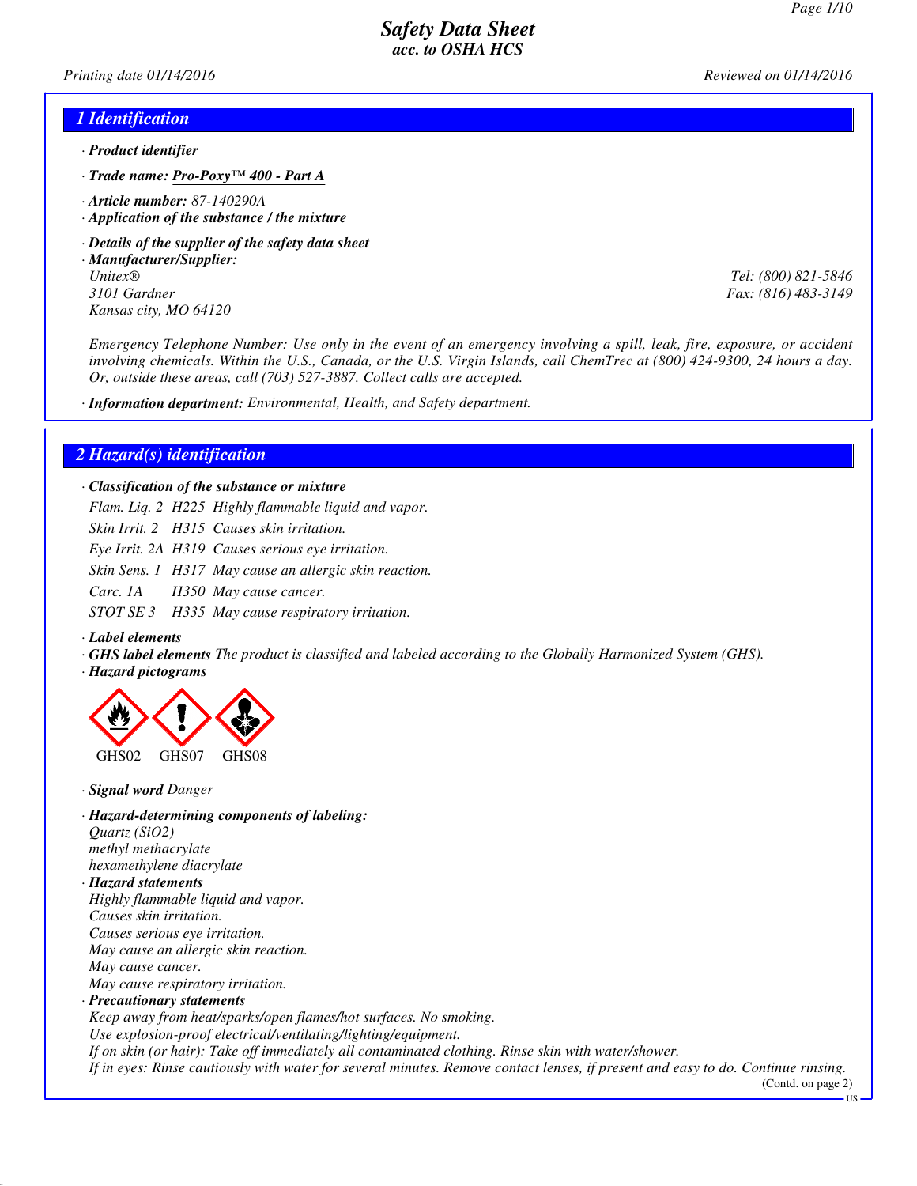# Safety Data Sheet
## acc. to OSHA HCS

*Printing date 01/14/2016* *Reviewed on 01/14/2016*

## 1 Identification

· **Product identifier**

· **Trade name:** ***Pro-Poxy™ 400 - Part A***

· **Article number:** 87-140290A

· **Application of the substance / the mixture**

· **Details of the supplier of the safety data sheet**

· **Manufacturer/Supplier:**
Unitex®
3101 Gardner
Kansas city, MO 64120

Tel: (800) 821-5846
Fax: (816) 483-3149

Emergency Telephone Number: Use only in the event of an emergency involving a spill, leak, fire, exposure, or accident involving chemicals. Within the U.S., Canada, or the U.S. Virgin Islands, call ChemTrec at (800) 424-9300, 24 hours a day. Or, outside these areas, call (703) 527-3887. Collect calls are accepted.

· **Information department:** Environmental, Health, and Safety department.

## 2 Hazard(s) identification

· **Classification of the substance or mixture**

| | | |
|---|---|---|
| Flam. Liq. 2 | H225 | Highly flammable liquid and vapor. |
| Skin Irrit. 2 | H315 | Causes skin irritation. |
| Eye Irrit. 2A | H319 | Causes serious eye irritation. |
| Skin Sens. 1 | H317 | May cause an allergic skin reaction. |
| Carc. 1A | H350 | May cause cancer. |
| STOT SE 3 | H335 | May cause respiratory irritation. |

· **Label elements**

· **GHS label elements** The product is classified and labeled according to the Globally Harmonized System (GHS).

· **Hazard pictograms**

GHS02 GHS07 GHS08

· **Signal word** Danger

· **Hazard-determining components of labeling:**
Quartz ($SiO_2$)
methyl methacrylate
hexamethylene diacrylate

· **Hazard statements**
Highly flammable liquid and vapor.
Causes skin irritation.
Causes serious eye irritation.
May cause an allergic skin reaction.
May cause cancer.
May cause respiratory irritation.

· **Precautionary statements**
Keep away from heat/sparks/open flames/hot surfaces. No smoking.
Use explosion-proof electrical/ventilating/lighting/equipment.
If on skin (or hair): Take off immediately all contaminated clothing. Rinse skin with water/shower.
If in eyes: Rinse cautiously with water for several minutes. Remove contact lenses, if present and easy to do. Continue rinsing.

(Contd. on page 2)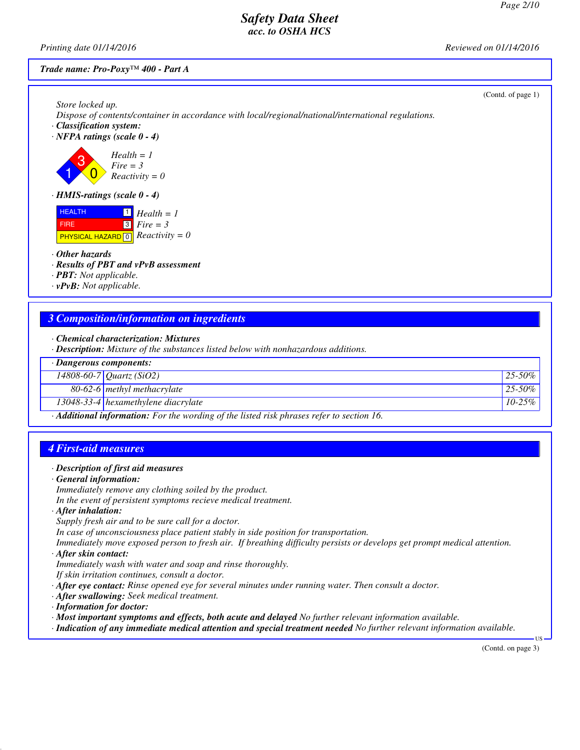(Contd. of page 1)

Store locked up.
Dispose of contents/container in accordance with local/regional/national/international regulations.

· **Classification system:**
· **NFPA ratings (scale 0 - 4)**

Health = 1
Fire = 3
Reactivity = 0

· **HMIS-ratings (scale 0 - 4)**

| | | |
|---|---|---|
| HEALTH | 1 | Health = 1 |
| FIRE | 3 | Fire = 3 |
| PHYSICAL HAZARD | 0 | Reactivity = 0 |

· **Other hazards**
· **Results of PBT and vPvB assessment**
· **PBT:** Not applicable.
· **vPvB:** Not applicable.

## 3 Composition/information on ingredients

· **Chemical characterization: Mixtures**
· **Description:** Mixture of the substances listed below with nonhazardous additions.

| · Dangerous components: | | |
|---|---|---|
| 14808-60-7 | Quartz ($SiO_2$) | 25-50% |
| 80-62-6 | methyl methacrylate | 25-50% |
| 13048-33-4 | hexamethylene diacrylate | 10-25% |

· **Additional information:** For the wording of the listed risk phrases refer to section 16.

## 4 First-aid measures

· **Description of first aid measures**
· **General information:**
Immediately remove any clothing soiled by the product.
In the event of persistent symptoms recieve medical treatment.
· **After inhalation:**
Supply fresh air and to be sure call for a doctor.
In case of unconsciousness place patient stably in side position for transportation.
Immediately move exposed person to fresh air. If breathing difficulty persists or develops get prompt medical attention.
· **After skin contact:**
Immediately wash with water and soap and rinse thoroughly.
If skin irritation continues, consult a doctor.
· **After eye contact:** Rinse opened eye for several minutes under running water. Then consult a doctor.
· **After swallowing:** Seek medical treatment.
· **Information for doctor:**
· **Most important symptoms and effects, both acute and delayed** No further relevant information available.
· **Indication of any immediate medical attention and special treatment needed** No further relevant information available.

(Contd. on page 3)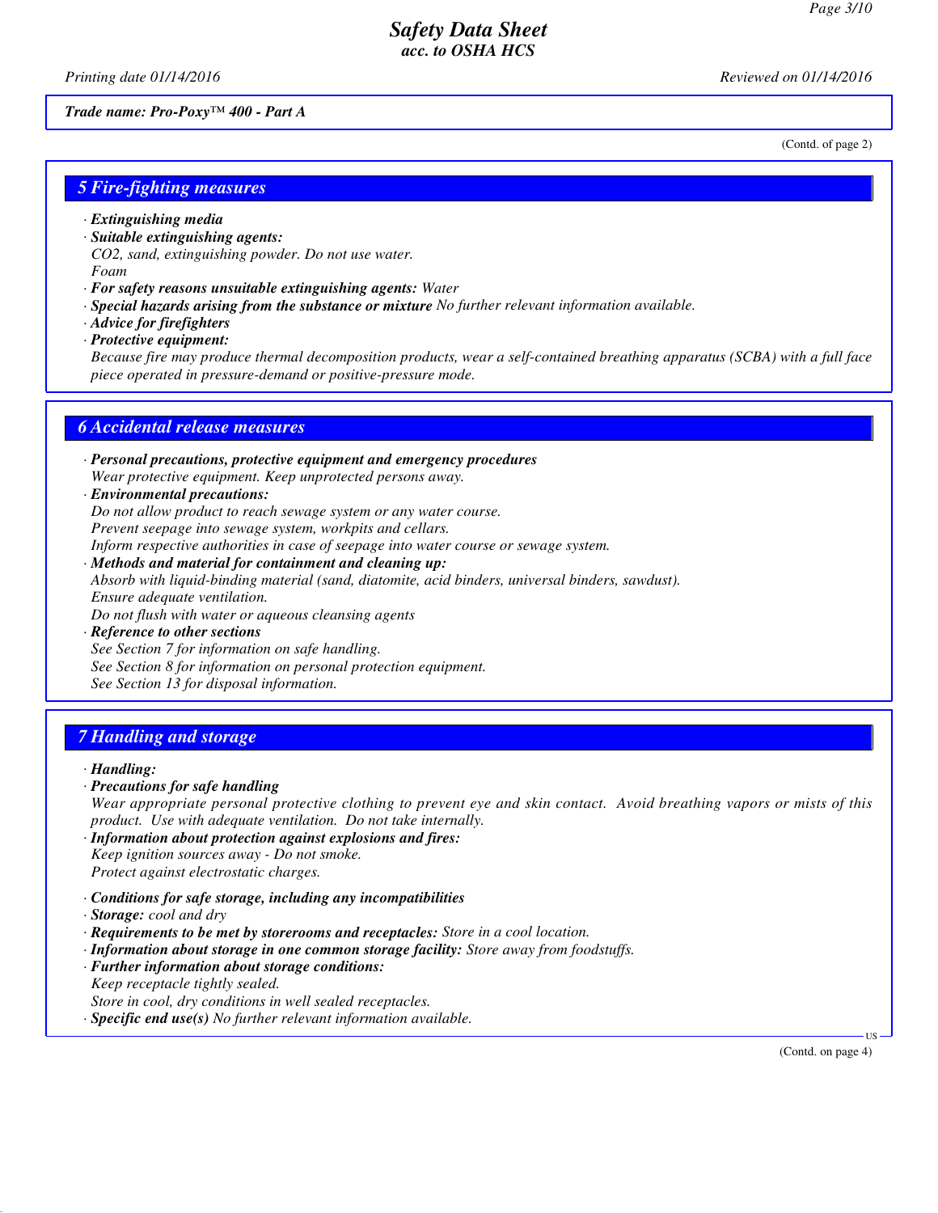Trade name: Pro-Poxy™ 400 - Part A

(Contd. of page 2)

## 5 Fire-fighting measures

- **Extinguishing media**
- **Suitable extinguishing agents:**
  CO2, sand, extinguishing powder. Do not use water.
  Foam
- **For safety reasons unsuitable extinguishing agents:** Water
- **Special hazards arising from the substance or mixture** No further relevant information available.
- **Advice for firefighters**
- **Protective equipment:**
  Because fire may produce thermal decomposition products, wear a self-contained breathing apparatus (SCBA) with a full face piece operated in pressure-demand or positive-pressure mode.

## 6 Accidental release measures

- **Personal precautions, protective equipment and emergency procedures**
  Wear protective equipment. Keep unprotected persons away.
- **Environmental precautions:**
  Do not allow product to reach sewage system or any water course.
  Prevent seepage into sewage system, workpits and cellars.
  Inform respective authorities in case of seepage into water course or sewage system.
- **Methods and material for containment and cleaning up:**
  Absorb with liquid-binding material (sand, diatomite, acid binders, universal binders, sawdust).
  Ensure adequate ventilation.
  Do not flush with water or aqueous cleansing agents
- **Reference to other sections**
  See Section 7 for information on safe handling.
  See Section 8 for information on personal protection equipment.
  See Section 13 for disposal information.

## 7 Handling and storage

- **Handling:**
- **Precautions for safe handling**
  Wear appropriate personal protective clothing to prevent eye and skin contact. Avoid breathing vapors or mists of this product. Use with adequate ventilation. Do not take internally.
- **Information about protection against explosions and fires:**
  Keep ignition sources away - Do not smoke.
  Protect against electrostatic charges.

- **Conditions for safe storage, including any incompatibilities**
- **Storage:** cool and dry
- **Requirements to be met by storerooms and receptacles:** Store in a cool location.
- **Information about storage in one common storage facility:** Store away from foodstuffs.
- **Further information about storage conditions:**
  Keep receptacle tightly sealed.
  Store in cool, dry conditions in well sealed receptacles.
- **Specific end use(s)** No further relevant information available.

(Contd. on page 4)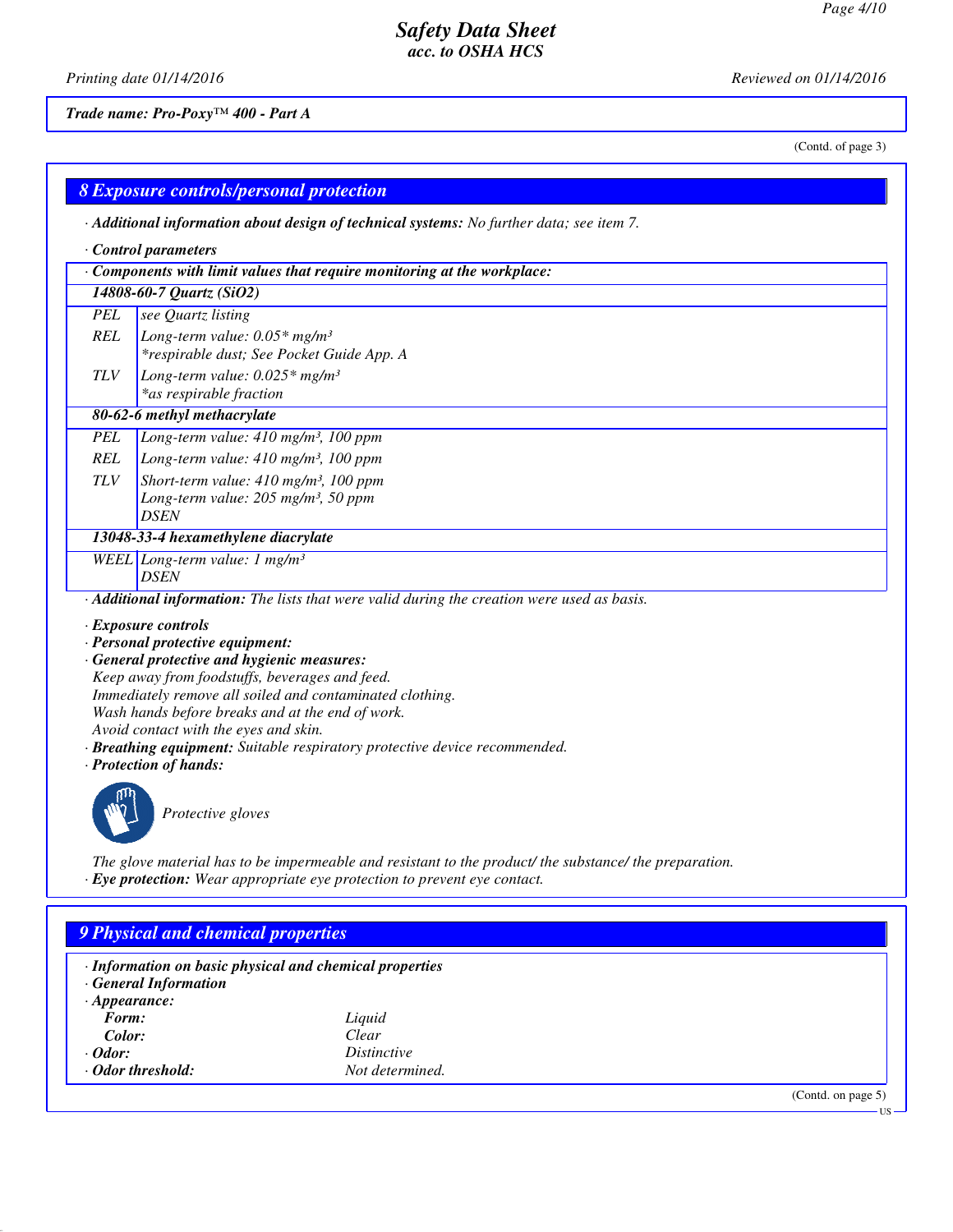*Trade name: Pro-Poxy™ 400 - Part A*

(Contd. of page 3)

## 8 Exposure controls/personal protection

· **Additional information about design of technical systems:** No further data; see item 7.

· **Control parameters**

| · Components with limit values that require monitoring at the workplace: | |
|---|---|
| **14808-60-7 Quartz ($SiO_2$)** | |
| PEL | see Quartz listing |
| REL | Long-term value: 0.05* mg/m³<br>*respirable dust; See Pocket Guide App. A |
| TLV | Long-term value: 0.025* mg/m³<br>*as respirable fraction |
| **80-62-6 methyl methacrylate** | |
| PEL | Long-term value: 410 mg/m³, 100 ppm |
| REL | Long-term value: 410 mg/m³, 100 ppm |
| TLV | Short-term value: 410 mg/m³, 100 ppm<br>Long-term value: 205 mg/m³, 50 ppm<br>DSEN |
| **13048-33-4 hexamethylene diacrylate** | |
| WEEL | Long-term value: 1 mg/m³<br>DSEN |

· **Additional information:** The lists that were valid during the creation were used as basis.

· **Exposure controls**
· **Personal protective equipment:**
· **General protective and hygienic measures:**
Keep away from foodstuffs, beverages and feed.
Immediately remove all soiled and contaminated clothing.
Wash hands before breaks and at the end of work.
Avoid contact with the eyes and skin.
· **Breathing equipment:** Suitable respiratory protective device recommended.
· **Protection of hands:**

Protective gloves

The glove material has to be impermeable and resistant to the product/ the substance/ the preparation.
· **Eye protection:** Wear appropriate eye protection to prevent eye contact.

## 9 Physical and chemical properties

· **Information on basic physical and chemical properties**
· **General Information**
· **Appearance:**

| | |
|---|---|
| **Form:** | Liquid |
| **Color:** | Clear |
| · **Odor:** | Distinctive |
| · **Odor threshold:** | Not determined. |

(Contd. on page 5)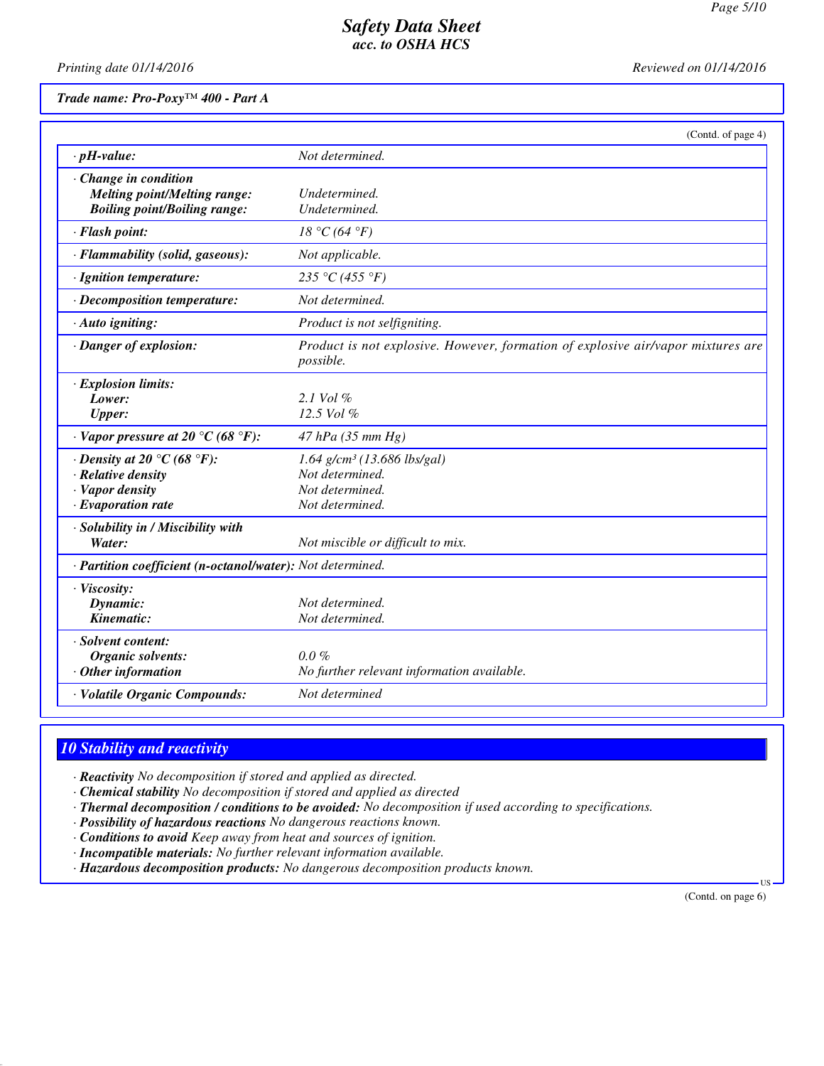*Trade name: Pro-Poxy™ 400 - Part A*

(Contd. of page 4)

| | |
|---|---|
| · **pH-value:** | *Not determined.* |
| · **Change in condition** | |
| **Melting point/Melting range:** | *Undetermined.* |
| **Boiling point/Boiling range:** | *Undetermined.* |
| · **Flash point:** | *18 °C (64 °F)* |
| · **Flammability (solid, gaseous):** | *Not applicable.* |
| · **Ignition temperature:** | *235 °C (455 °F)* |
| · **Decomposition temperature:** | *Not determined.* |
| · **Auto igniting:** | *Product is not selfigniting.* |
| · **Danger of explosion:** | *Product is not explosive. However, formation of explosive air/vapor mixtures are possible.* |
| · **Explosion limits:** | |
| **Lower:** | *2.1 Vol %* |
| **Upper:** | *12.5 Vol %* |
| · **Vapor pressure at 20 °C (68 °F):** | *47 hPa (35 mm Hg)* |
| · **Density at 20 °C (68 °F):** | *1.64 g/cm³ (13.686 lbs/gal)* |
| · **Relative density** | *Not determined.* |
| · **Vapor density** | *Not determined.* |
| · **Evaporation rate** | *Not determined.* |
| · **Solubility in / Miscibility with** | |
| **Water:** | *Not miscible or difficult to mix.* |
| · **Partition coefficient (n-octanol/water):** | *Not determined.* |
| · **Viscosity:** | |
| **Dynamic:** | *Not determined.* |
| **Kinematic:** | *Not determined.* |
| · **Solvent content:** | |
| **Organic solvents:** | *0.0 %* |
| · **Other information** | *No further relevant information available.* |
| · **Volatile Organic Compounds:** | *Not determined* |

## 10 Stability and reactivity

- · **Reactivity** *No decomposition if stored and applied as directed.*
- · **Chemical stability** *No decomposition if stored and applied as directed*
- · **Thermal decomposition / conditions to be avoided:** *No decomposition if used according to specifications.*
- · **Possibility of hazardous reactions** *No dangerous reactions known.*
- · **Conditions to avoid** *Keep away from heat and sources of ignition.*
- · **Incompatible materials:** *No further relevant information available.*
- · **Hazardous decomposition products:** *No dangerous decomposition products known.*

(Contd. on page 6)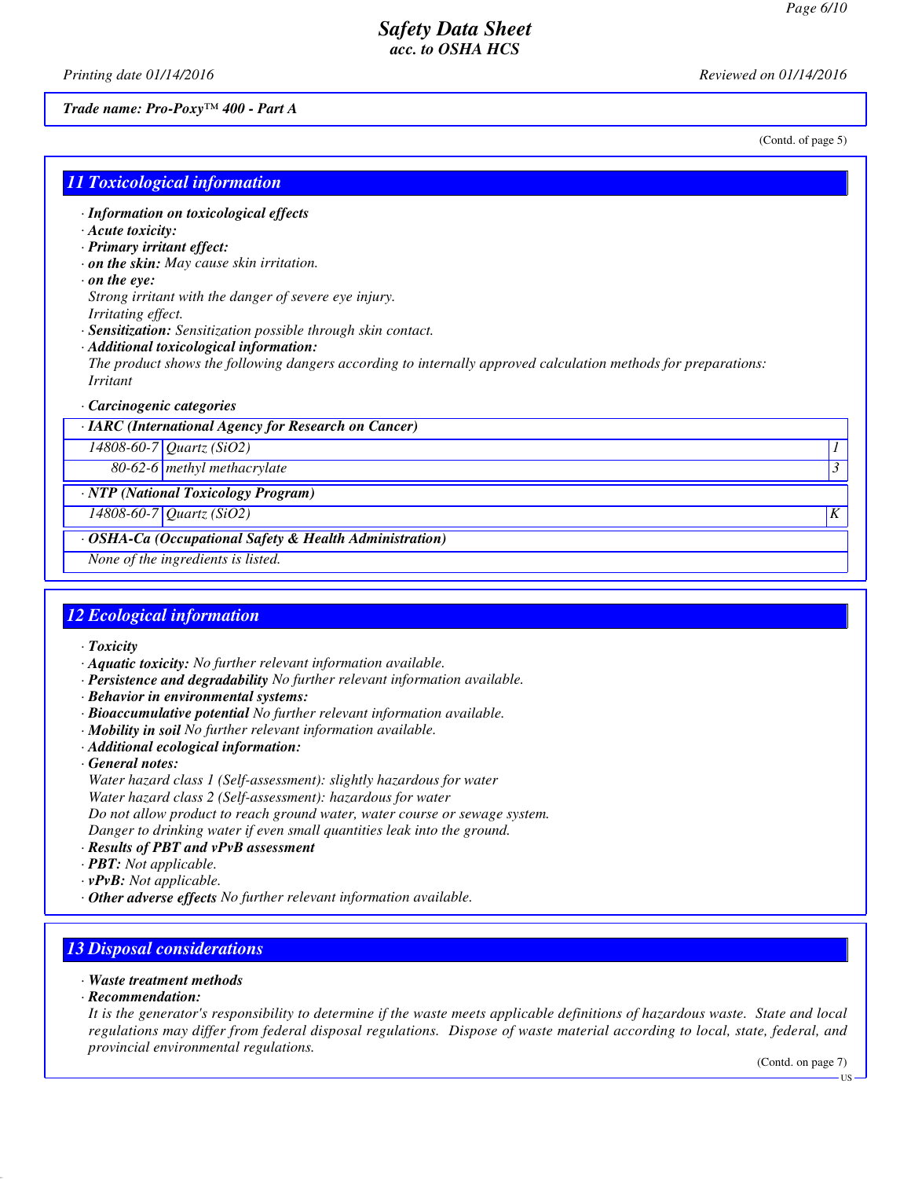*Trade name: Pro-Poxy™ 400 - Part A*

(Contd. of page 5)

## 11 Toxicological information

· **Information on toxicological effects**
· **Acute toxicity:**
· **Primary irritant effect:**
· **on the skin:** May cause skin irritation.
· **on the eye:**
Strong irritant with the danger of severe eye injury.
Irritating effect.
· **Sensitization:** Sensitization possible through skin contact.
· **Additional toxicological information:**
The product shows the following dangers according to internally approved calculation methods for preparations:
Irritant

· **Carcinogenic categories**

| · IARC (International Agency for Research on Cancer) | | |
|---|---|---|
| 14808-60-7 | Quartz ($SiO_2$) | 1 |
| 80-62-6 | methyl methacrylate | 3 |

| · NTP (National Toxicology Program) | | |
|---|---|---|
| 14808-60-7 | Quartz ($SiO_2$) | K |

| · OSHA-Ca (Occupational Safety & Health Administration) |
|---|
| None of the ingredients is listed. |

## 12 Ecological information

· **Toxicity**
· **Aquatic toxicity:** No further relevant information available.
· **Persistence and degradability** No further relevant information available.
· **Behavior in environmental systems:**
· **Bioaccumulative potential** No further relevant information available.
· **Mobility in soil** No further relevant information available.
· **Additional ecological information:**
· **General notes:**
Water hazard class 1 (Self-assessment): slightly hazardous for water
Water hazard class 2 (Self-assessment): hazardous for water
Do not allow product to reach ground water, water course or sewage system.
Danger to drinking water if even small quantities leak into the ground.
· **Results of PBT and vPvB assessment**
· **PBT:** Not applicable.
· **vPvB:** Not applicable.
· **Other adverse effects** No further relevant information available.

## 13 Disposal considerations

· **Waste treatment methods**
· **Recommendation:**
It is the generator's responsibility to determine if the waste meets applicable definitions of hazardous waste. State and local regulations may differ from federal disposal regulations. Dispose of waste material according to local, state, federal, and provincial environmental regulations.

(Contd. on page 7)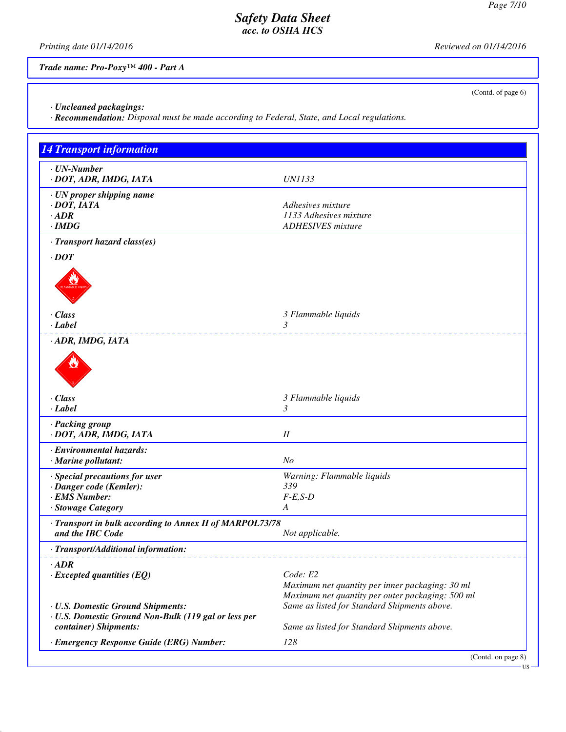(Contd. of page 6)

· **Uncleaned packagings:**
· **Recommendation:** Disposal must be made according to Federal, State, and Local regulations.

## 14 Transport information

| | |
|---|---|
| · **UN-Number** | |
| · **DOT, ADR, IMDG, IATA** | UN1133 |
| · **UN proper shipping name** | |
| · **DOT, IATA** | Adhesives mixture |
| · **ADR** | 1133 Adhesives mixture |
| · **IMDG** | ADHESIVES mixture |
| · **Transport hazard class(es)** | |
| · **DOT** | |
| · **Class** | 3 Flammable liquids |
| · **Label** | 3 |
| · **ADR, IMDG, IATA** | |
| · **Class** | 3 Flammable liquids |
| · **Label** | 3 |
| · **Packing group** | |
| · **DOT, ADR, IMDG, IATA** | II |
| · **Environmental hazards:** | |
| · **Marine pollutant:** | No |
| · **Special precautions for user** | Warning: Flammable liquids |
| · **Danger code (Kemler):** | 339 |
| · **EMS Number:** | F-E,S-D |
| · **Stowage Category** | A |
| · **Transport in bulk according to Annex II of MARPOL73/78 and the IBC Code** | Not applicable. |
| · **Transport/Additional information:** | |
| · **ADR** | |
| · **Excepted quantities (EQ)** | Code: E2<br>Maximum net quantity per inner packaging: 30 ml<br>Maximum net quantity per outer packaging: 500 ml |
| · **U.S. Domestic Ground Shipments:** | Same as listed for Standard Shipments above. |
| · **U.S. Domestic Ground Non-Bulk (119 gal or less per container) Shipments:** | Same as listed for Standard Shipments above. |
| · **Emergency Response Guide (ERG) Number:** | 128 |

(Contd. on page 8)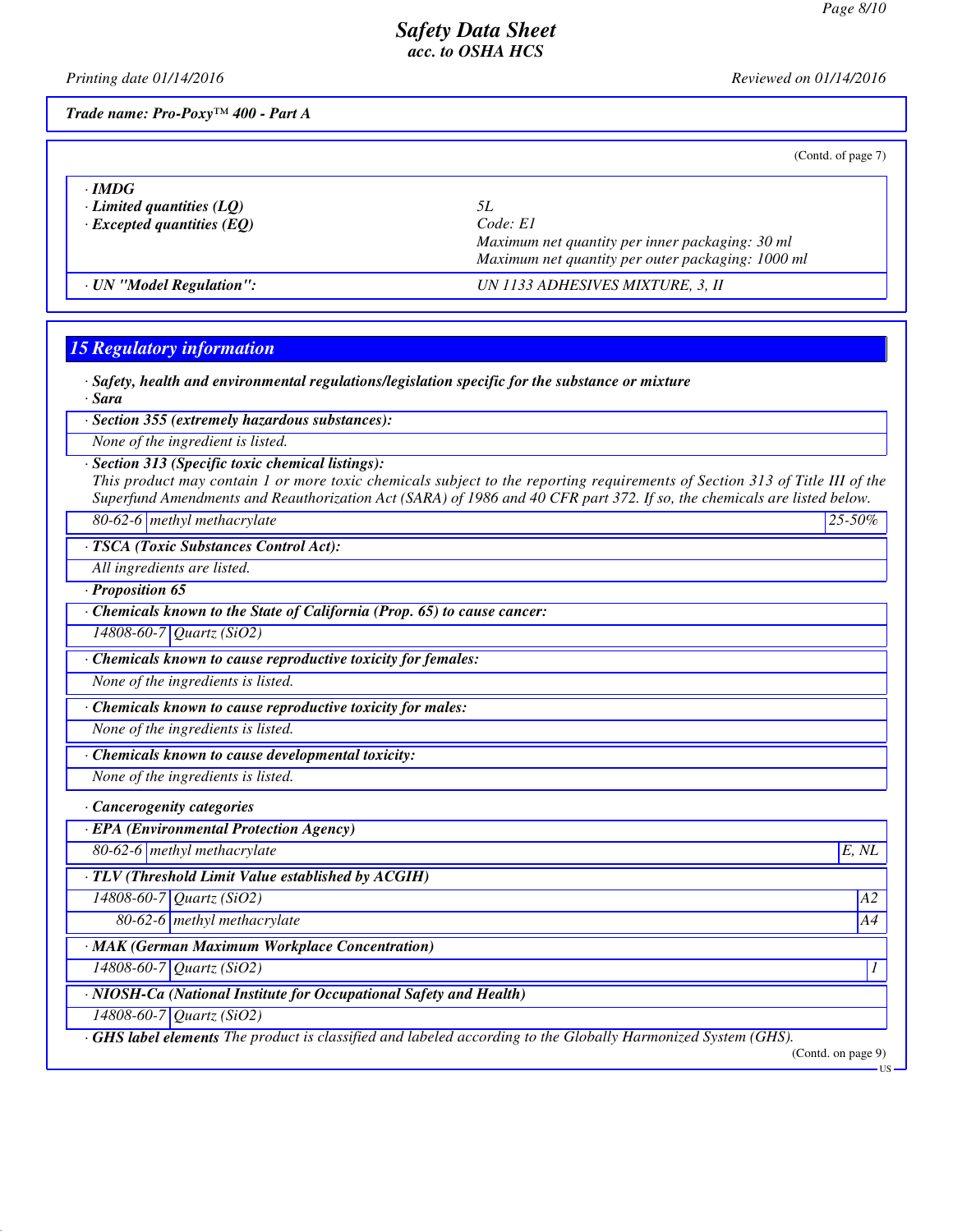(Contd. of page 7)

| | |
|---|---|
| · **IMDG** | |
| · **Limited quantities (LQ)** | 5L |
| · **Excepted quantities (EQ)** | Code: E1<br>Maximum net quantity per inner packaging: 30 ml<br>Maximum net quantity per outer packaging: 1000 ml |
| · **UN "Model Regulation":** | UN 1133 ADHESIVES MIXTURE, 3, II |

## 15 Regulatory information

· **Safety, health and environmental regulations/legislation specific for the substance or mixture**

· **Sara**

· **Section 355 (extremely hazardous substances):**

None of the ingredient is listed.

· **Section 313 (Specific toxic chemical listings):**

This product may contain 1 or more toxic chemicals subject to the reporting requirements of Section 313 of Title III of the Superfund Amendments and Reauthorization Act (SARA) of 1986 and 40 CFR part 372. If so, the chemicals are listed below.

| | | |
|---|---|---|
| 80-62-6 | methyl methacrylate | 25-50% |

· **TSCA (Toxic Substances Control Act):**

All ingredients are listed.

· **Proposition 65**

· **Chemicals known to the State of California (Prop. 65) to cause cancer:**

| | |
|---|---|
| 14808-60-7 | Quartz ($SiO_2$) |

· **Chemicals known to cause reproductive toxicity for females:**

None of the ingredients is listed.

· **Chemicals known to cause reproductive toxicity for males:**

None of the ingredients is listed.

· **Chemicals known to cause developmental toxicity:**

None of the ingredients is listed.

· **Cancerogenity categories**

· **EPA (Environmental Protection Agency)**

| | | |
|---|---|---|
| 80-62-6 | methyl methacrylate | E, NL |

· **TLV (Threshold Limit Value established by ACGIH)**

| | | |
|---|---|---|
| 14808-60-7 | Quartz ($SiO_2$) | A2 |
| 80-62-6 | methyl methacrylate | A4 |

· **MAK (German Maximum Workplace Concentration)**

| | | |
|---|---|---|
| 14808-60-7 | Quartz ($SiO_2$) | 1 |

· **NIOSH-Ca (National Institute for Occupational Safety and Health)**

| | |
|---|---|
| 14808-60-7 | Quartz ($SiO_2$) |

· **GHS label elements** The product is classified and labeled according to the Globally Harmonized System (GHS).

(Contd. on page 9)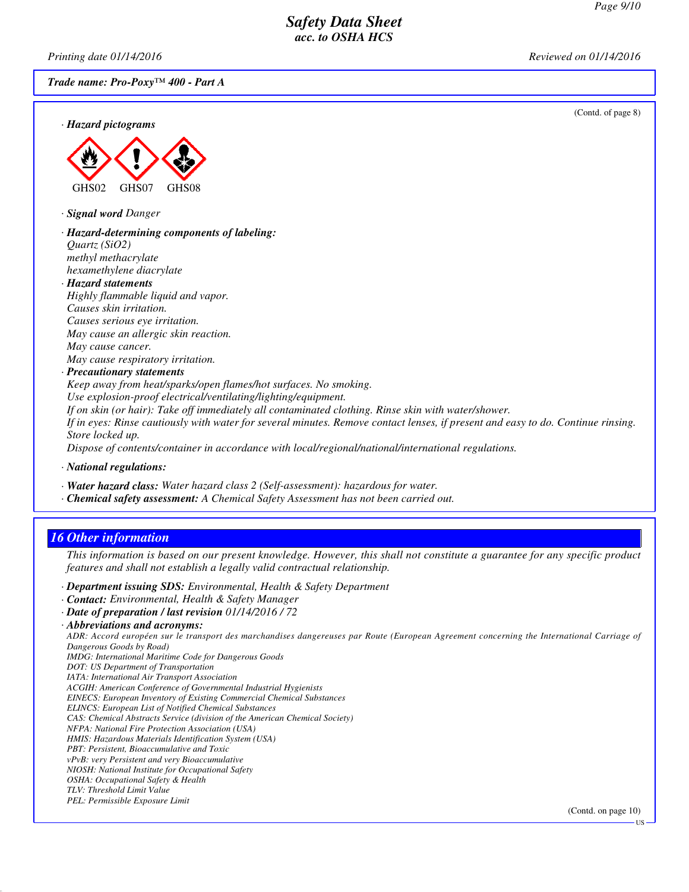(Contd. of page 8)

· **Hazard pictograms**

GHS02 GHS07 GHS08

· **Signal word** *Danger*

· **Hazard-determining components of labeling:**
*Quartz (SiO2)*
*methyl methacrylate*
*hexamethylene diacrylate*

· **Hazard statements**
*Highly flammable liquid and vapor.*
*Causes skin irritation.*
*Causes serious eye irritation.*
*May cause an allergic skin reaction.*
*May cause cancer.*
*May cause respiratory irritation.*

· **Precautionary statements**
*Keep away from heat/sparks/open flames/hot surfaces. No smoking.*
*Use explosion-proof electrical/ventilating/lighting/equipment.*
*If on skin (or hair): Take off immediately all contaminated clothing. Rinse skin with water/shower.*
*If in eyes: Rinse cautiously with water for several minutes. Remove contact lenses, if present and easy to do. Continue rinsing.*
*Store locked up.*
*Dispose of contents/container in accordance with local/regional/national/international regulations.*

· **National regulations:**

· **Water hazard class:** *Water hazard class 2 (Self-assessment): hazardous for water.*
· **Chemical safety assessment:** *A Chemical Safety Assessment has not been carried out.*

## 16 Other information

*This information is based on our present knowledge. However, this shall not constitute a guarantee for any specific product features and shall not establish a legally valid contractual relationship.*

· **Department issuing SDS:** *Environmental, Health & Safety Department*
· **Contact:** *Environmental, Health & Safety Manager*
· **Date of preparation / last revision** *01/14/2016 / 72*
· **Abbreviations and acronyms:**
*ADR: Accord européen sur le transport des marchandises dangereuses par Route (European Agreement concerning the International Carriage of Dangerous Goods by Road)*
*IMDG: International Maritime Code for Dangerous Goods*
*DOT: US Department of Transportation*
*IATA: International Air Transport Association*
*ACGIH: American Conference of Governmental Industrial Hygienists*
*EINECS: European Inventory of Existing Commercial Chemical Substances*
*ELINCS: European List of Notified Chemical Substances*
*CAS: Chemical Abstracts Service (division of the American Chemical Society)*
*NFPA: National Fire Protection Association (USA)*
*HMIS: Hazardous Materials Identification System (USA)*
*PBT: Persistent, Bioaccumulative and Toxic*
*vPvB: very Persistent and very Bioaccumulative*
*NIOSH: National Institute for Occupational Safety*
*OSHA: Occupational Safety & Health*
*TLV: Threshold Limit Value*
*PEL: Permissible Exposure Limit*

(Contd. on page 10)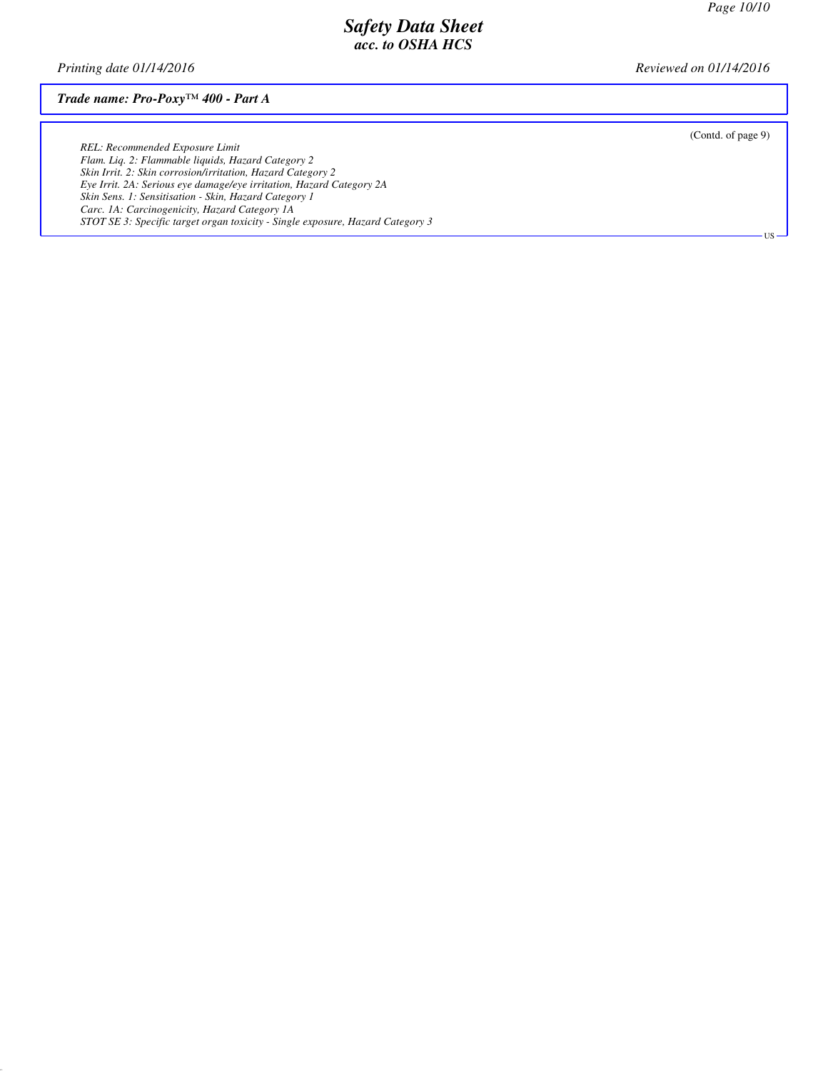*Trade name: Pro-Poxy™ 400 - Part A*

(Contd. of page 9)

*REL: Recommended Exposure Limit*
*Flam. Liq. 2: Flammable liquids, Hazard Category 2*
*Skin Irrit. 2: Skin corrosion/irritation, Hazard Category 2*
*Eye Irrit. 2A: Serious eye damage/eye irritation, Hazard Category 2A*
*Skin Sens. 1: Sensitisation - Skin, Hazard Category 1*
*Carc. 1A: Carcinogenicity, Hazard Category 1A*
*STOT SE 3: Specific target organ toxicity - Single exposure, Hazard Category 3*

US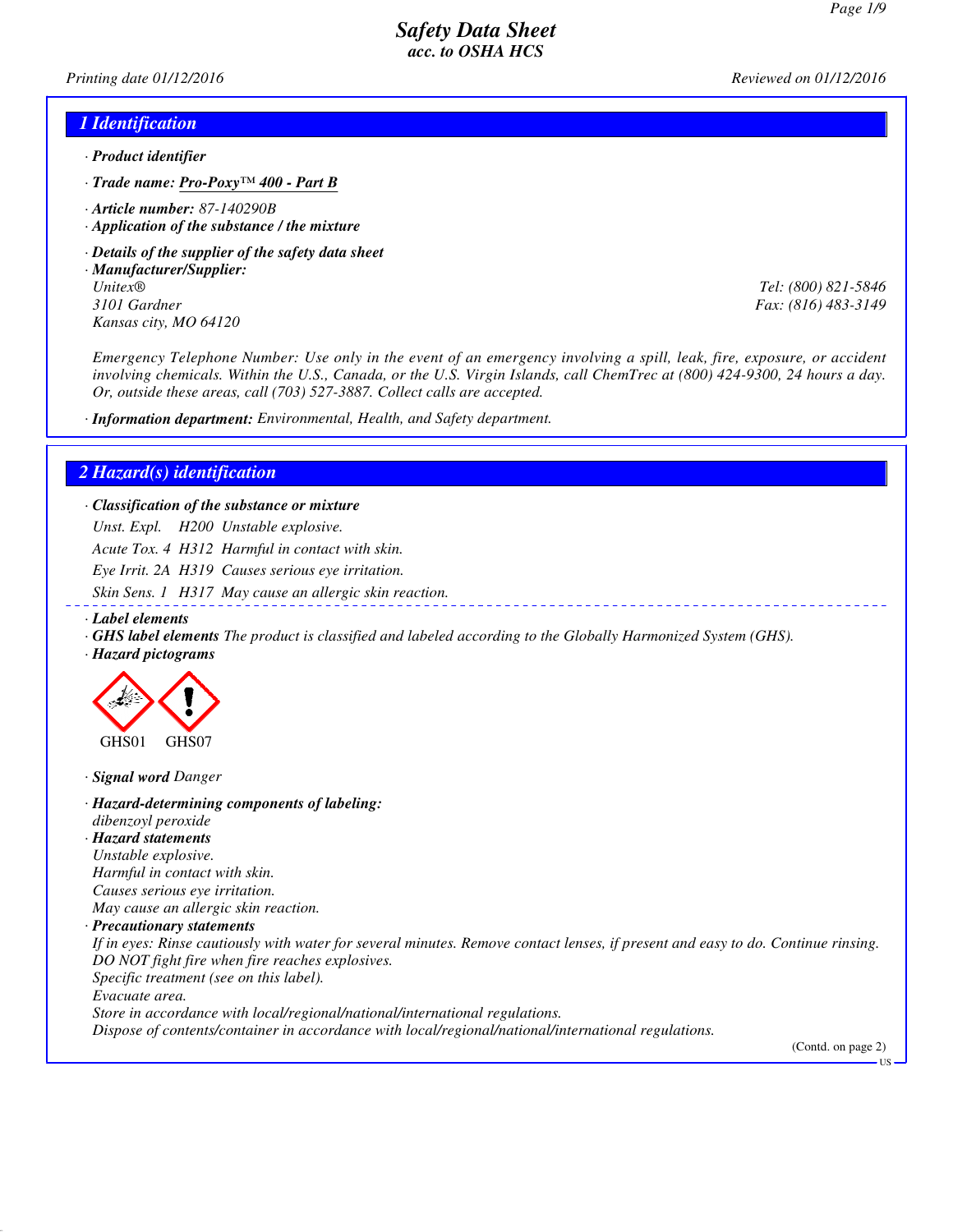# Safety Data Sheet
### acc. to OSHA HCS

*Printing date 01/12/2016* *Reviewed on 01/12/2016*

## 1 Identification

- **Product identifier**
- **Trade name: Pro-Poxy™ 400 - Part B**
- **Article number:** 87-140290B
- **Application of the substance / the mixture**
- **Details of the supplier of the safety data sheet**
- **Manufacturer/Supplier:**

Unitex®
3101 Gardner
Kansas city, MO 64120

Tel: (800) 821-5846
Fax: (816) 483-3149

*Emergency Telephone Number: Use only in the event of an emergency involving a spill, leak, fire, exposure, or accident involving chemicals. Within the U.S., Canada, or the U.S. Virgin Islands, call ChemTrec at (800) 424-9300, 24 hours a day. Or, outside these areas, call (703) 527-3887. Collect calls are accepted.*

- **Information department:** Environmental, Health, and Safety department.

## 2 Hazard(s) identification

- **Classification of the substance or mixture**

Unst. Expl. H200 Unstable explosive.

Acute Tox. 4 H312 Harmful in contact with skin.

Eye Irrit. 2A H319 Causes serious eye irritation.

Skin Sens. 1 H317 May cause an allergic skin reaction.

- **Label elements**
- **GHS label elements** The product is classified and labeled according to the Globally Harmonized System (GHS).
- **Hazard pictograms**

GHS01 GHS07

- **Signal word** Danger
- **Hazard-determining components of labeling:**

dibenzoyl peroxide

- **Hazard statements**

Unstable explosive.
Harmful in contact with skin.
Causes serious eye irritation.
May cause an allergic skin reaction.

- **Precautionary statements**

If in eyes: Rinse cautiously with water for several minutes. Remove contact lenses, if present and easy to do. Continue rinsing.
DO NOT fight fire when fire reaches explosives.
Specific treatment (see on this label).
Evacuate area.
Store in accordance with local/regional/national/international regulations.
Dispose of contents/container in accordance with local/regional/national/international regulations.

(Contd. on page 2)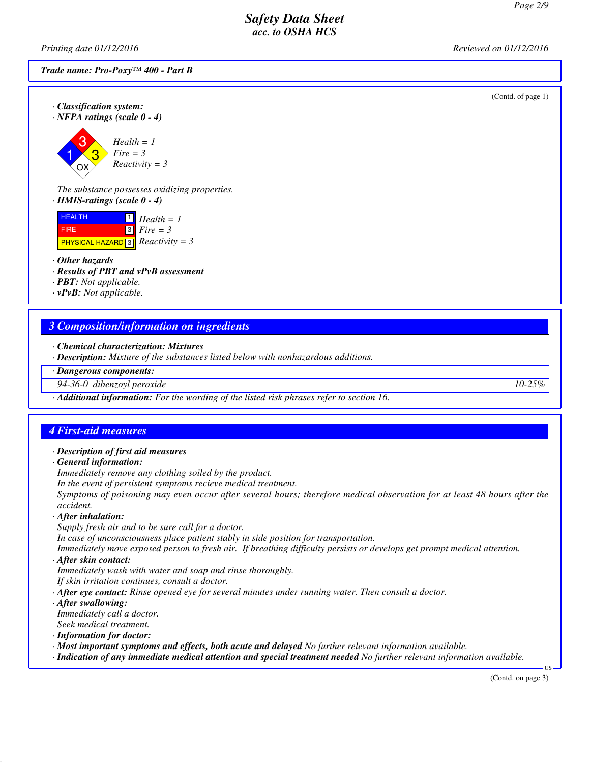*Trade name: Pro-Poxy™ 400 - Part B*

(Contd. of page 1)

· **Classification system:**
· **NFPA ratings (scale 0 - 4)**

Health = 1
Fire = 3
Reactivity = 3

The substance possesses oxidizing properties.

· **HMIS-ratings (scale 0 - 4)**

| | | |
|---|---|---|
| HEALTH | 1 | Health = 1 |
| FIRE | 3 | Fire = 3 |
| PHYSICAL HAZARD | 3 | Reactivity = 3 |

· **Other hazards**
· **Results of PBT and vPvB assessment**
· **PBT:** Not applicable.
· **vPvB:** Not applicable.

## 3 Composition/information on ingredients

· **Chemical characterization: Mixtures**
· **Description:** Mixture of the substances listed below with nonhazardous additions.

| · Dangerous components: | | |
|---|---|---|
| 94-36-0 | dibenzoyl peroxide | 10-25% |

· **Additional information:** For the wording of the listed risk phrases refer to section 16.

## 4 First-aid measures

· **Description of first aid measures**
· **General information:**
Immediately remove any clothing soiled by the product.
In the event of persistent symptoms recieve medical treatment.
Symptoms of poisoning may even occur after several hours; therefore medical observation for at least 48 hours after the accident.
· **After inhalation:**
Supply fresh air and to be sure call for a doctor.
In case of unconsciousness place patient stably in side position for transportation.
Immediately move exposed person to fresh air. If breathing difficulty persists or develops get prompt medical attention.
· **After skin contact:**
Immediately wash with water and soap and rinse thoroughly.
If skin irritation continues, consult a doctor.
· **After eye contact:** Rinse opened eye for several minutes under running water. Then consult a doctor.
· **After swallowing:**
Immediately call a doctor.
Seek medical treatment.
· **Information for doctor:**
· **Most important symptoms and effects, both acute and delayed** No further relevant information available.
· **Indication of any immediate medical attention and special treatment needed** No further relevant information available.

(Contd. on page 3)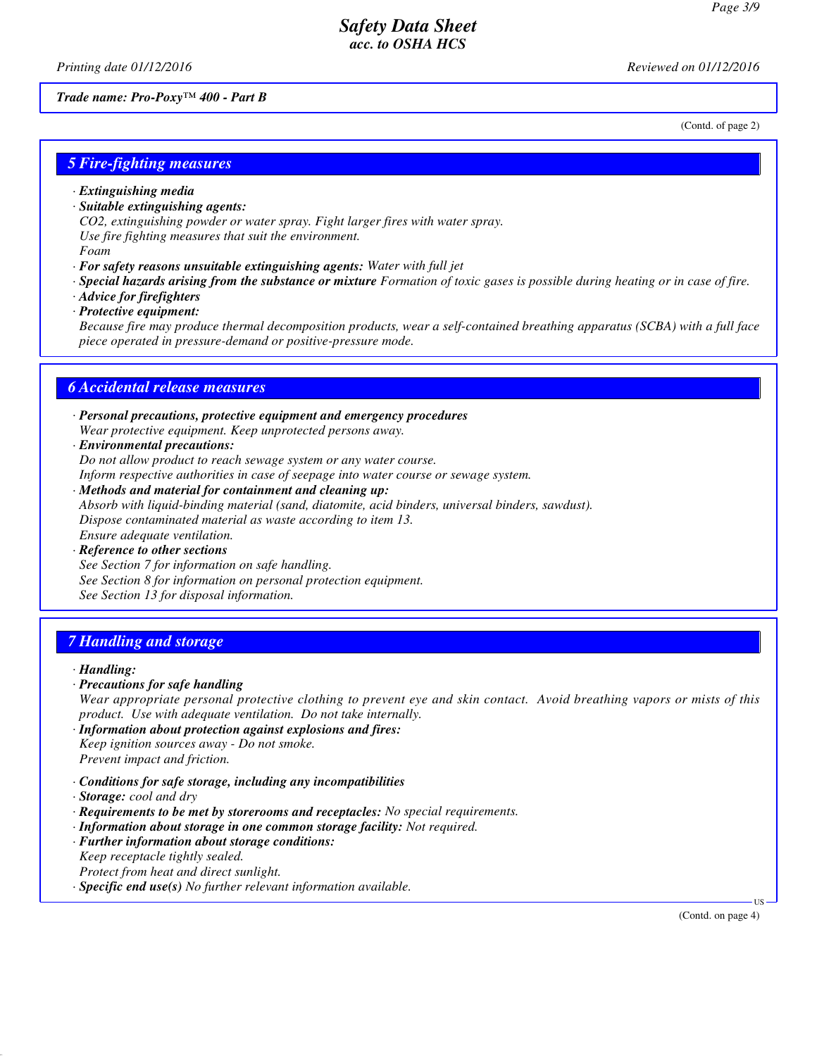Trade name: Pro-Poxy™ 400 - Part B

(Contd. of page 2)

## 5 Fire-fighting measures

· **Extinguishing media**
· **Suitable extinguishing agents:**
CO2, extinguishing powder or water spray. Fight larger fires with water spray.
Use fire fighting measures that suit the environment.
Foam
· **For safety reasons unsuitable extinguishing agents:** Water with full jet
· **Special hazards arising from the substance or mixture** Formation of toxic gases is possible during heating or in case of fire.
· **Advice for firefighters**
· **Protective equipment:**
Because fire may produce thermal decomposition products, wear a self-contained breathing apparatus (SCBA) with a full face piece operated in pressure-demand or positive-pressure mode.

## 6 Accidental release measures

· **Personal precautions, protective equipment and emergency procedures**
Wear protective equipment. Keep unprotected persons away.
· **Environmental precautions:**
Do not allow product to reach sewage system or any water course.
Inform respective authorities in case of seepage into water course or sewage system.
· **Methods and material for containment and cleaning up:**
Absorb with liquid-binding material (sand, diatomite, acid binders, universal binders, sawdust).
Dispose contaminated material as waste according to item 13.
Ensure adequate ventilation.
· **Reference to other sections**
See Section 7 for information on safe handling.
See Section 8 for information on personal protection equipment.
See Section 13 for disposal information.

## 7 Handling and storage

· **Handling:**
· **Precautions for safe handling**
Wear appropriate personal protective clothing to prevent eye and skin contact. Avoid breathing vapors or mists of this product. Use with adequate ventilation. Do not take internally.
· **Information about protection against explosions and fires:**
Keep ignition sources away - Do not smoke.
Prevent impact and friction.

· **Conditions for safe storage, including any incompatibilities**
· **Storage:** cool and dry
· **Requirements to be met by storerooms and receptacles:** No special requirements.
· **Information about storage in one common storage facility:** Not required.
· **Further information about storage conditions:**
Keep receptacle tightly sealed.
Protect from heat and direct sunlight.
· **Specific end use(s)** No further relevant information available.

(Contd. on page 4)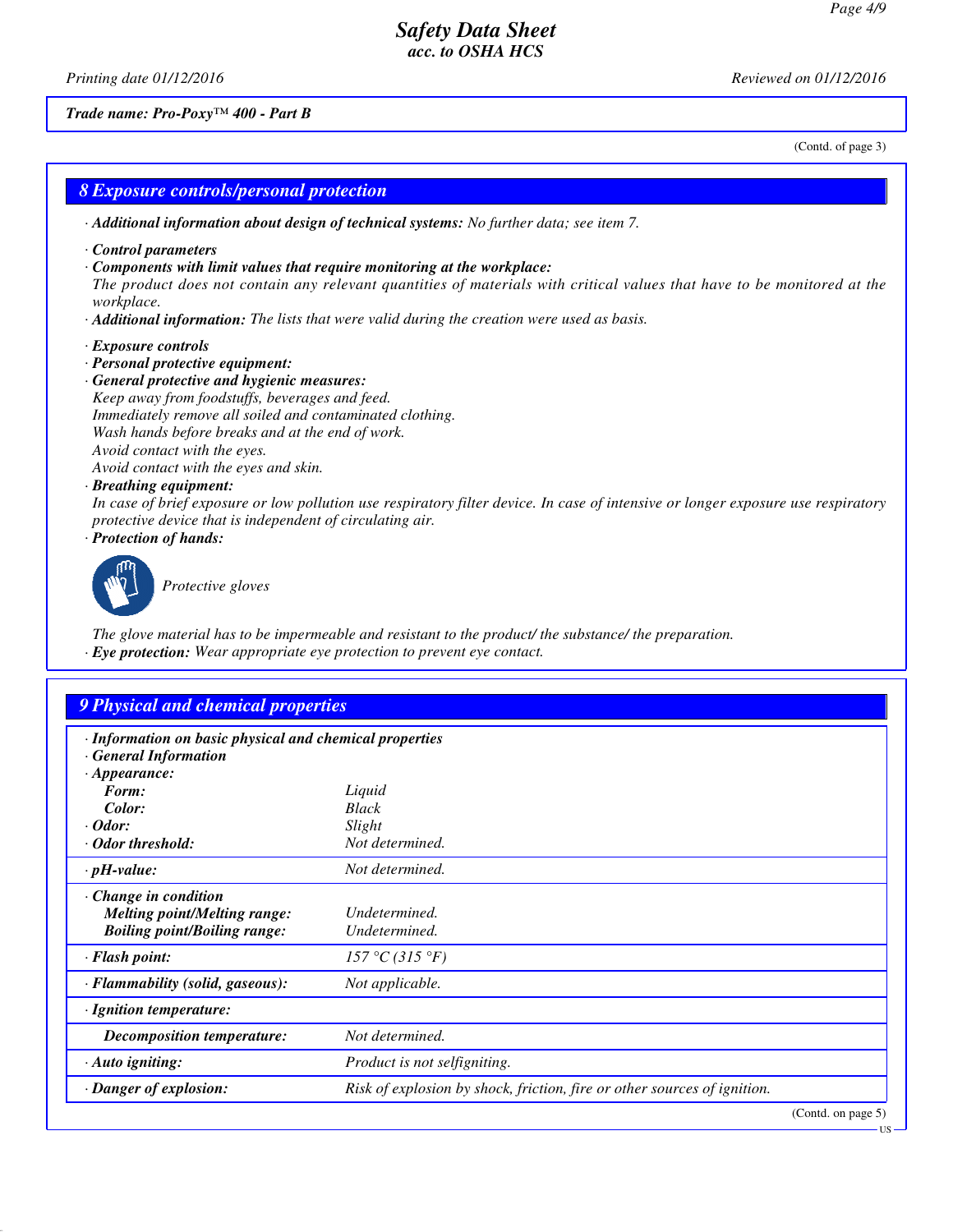(Contd. of page 3)

## 8 Exposure controls/personal protection

· **Additional information about design of technical systems:** *No further data; see item 7.*

· **Control parameters**
· **Components with limit values that require monitoring at the workplace:**
*The product does not contain any relevant quantities of materials with critical values that have to be monitored at the workplace.*
· **Additional information:** *The lists that were valid during the creation were used as basis.*

· **Exposure controls**
· **Personal protective equipment:**
· **General protective and hygienic measures:**
*Keep away from foodstuffs, beverages and feed.*
*Immediately remove all soiled and contaminated clothing.*
*Wash hands before breaks and at the end of work.*
*Avoid contact with the eyes.*
*Avoid contact with the eyes and skin.*
· **Breathing equipment:**
*In case of brief exposure or low pollution use respiratory filter device. In case of intensive or longer exposure use respiratory protective device that is independent of circulating air.*
· **Protection of hands:**

*Protective gloves*

*The glove material has to be impermeable and resistant to the product/ the substance/ the preparation.*
· **Eye protection:** *Wear appropriate eye protection to prevent eye contact.*

## 9 Physical and chemical properties

| · Information on basic physical and chemical properties | |
|---|---|
| · General Information | |
| · Appearance: | |
| Form: | Liquid |
| Color: | Black |
| · Odor: | Slight |
| · Odor threshold: | Not determined. |
| · pH-value: | Not determined. |
| · Change in condition | |
| Melting point/Melting range: | Undetermined. |
| Boiling point/Boiling range: | Undetermined. |
| · Flash point: | 157 °C (315 °F) |
| · Flammability (solid, gaseous): | Not applicable. |
| · Ignition temperature: | |
| Decomposition temperature: | Not determined. |
| · Auto igniting: | Product is not selfigniting. |
| · Danger of explosion: | Risk of explosion by shock, friction, fire or other sources of ignition. |

(Contd. on page 5)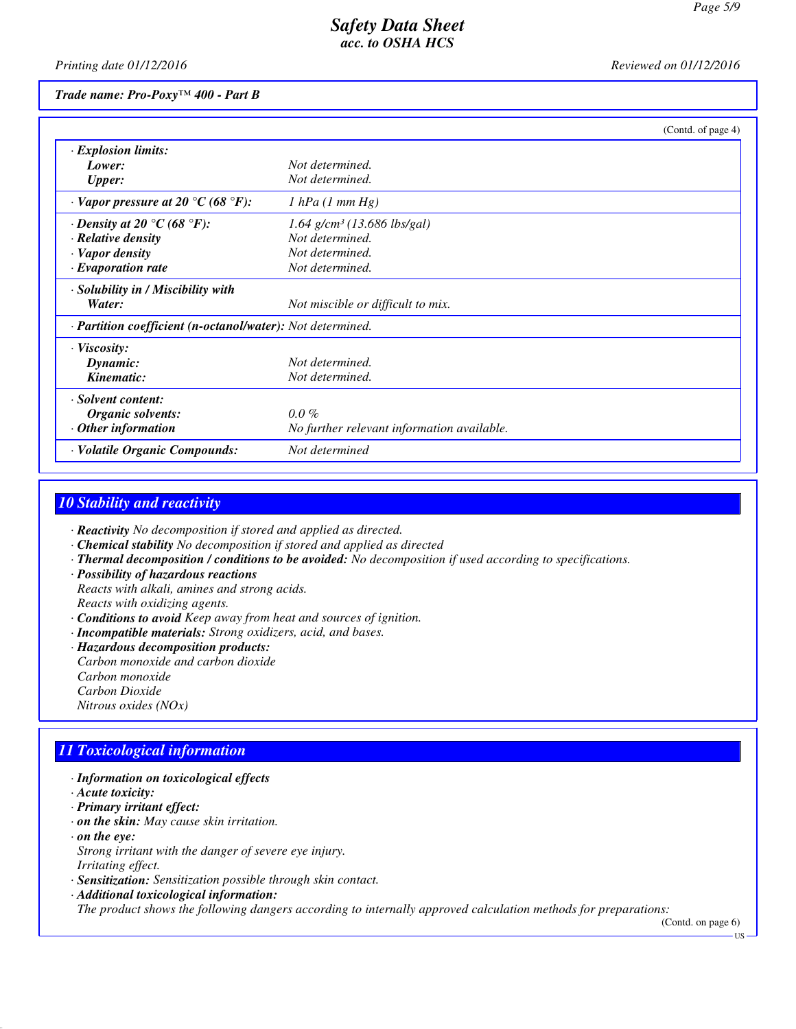*Trade name: Pro-Poxy™ 400 - Part B*

(Contd. of page 4)

| | |
|---|---|
| · **Explosion limits:** | |
| **Lower:** | Not determined. |
| **Upper:** | Not determined. |
| · **Vapor pressure at 20 °C (68 °F):** | 1 hPa (1 mm Hg) |
| · **Density at 20 °C (68 °F):** | 1.64 g/cm³ (13.686 lbs/gal) |
| · **Relative density** | Not determined. |
| · **Vapor density** | Not determined. |
| · **Evaporation rate** | Not determined. |
| · **Solubility in / Miscibility with** | |
| **Water:** | Not miscible or difficult to mix. |
| · **Partition coefficient (n-octanol/water):** | Not determined. |
| · **Viscosity:** | |
| **Dynamic:** | Not determined. |
| **Kinematic:** | Not determined. |
| · **Solvent content:** | |
| **Organic solvents:** | 0.0 % |
| · **Other information** | No further relevant information available. |
| · **Volatile Organic Compounds:** | Not determined |

## 10 Stability and reactivity

- · **Reactivity** No decomposition if stored and applied as directed.
- · **Chemical stability** No decomposition if stored and applied as directed
- · **Thermal decomposition / conditions to be avoided:** No decomposition if used according to specifications.
- · **Possibility of hazardous reactions**
  Reacts with alkali, amines and strong acids.
  Reacts with oxidizing agents.
- · **Conditions to avoid** Keep away from heat and sources of ignition.
- · **Incompatible materials:** Strong oxidizers, acid, and bases.
- · **Hazardous decomposition products:**
  Carbon monoxide and carbon dioxide
  Carbon monoxide
  Carbon Dioxide
  Nitrous oxides (NOx)

## 11 Toxicological information

- · **Information on toxicological effects**
- · **Acute toxicity:**
- · **Primary irritant effect:**
- · **on the skin:** May cause skin irritation.
- · **on the eye:**
  Strong irritant with the danger of severe eye injury.
  Irritating effect.
- · **Sensitization:** Sensitization possible through skin contact.
- · **Additional toxicological information:**
  The product shows the following dangers according to internally approved calculation methods for preparations:

(Contd. on page 6)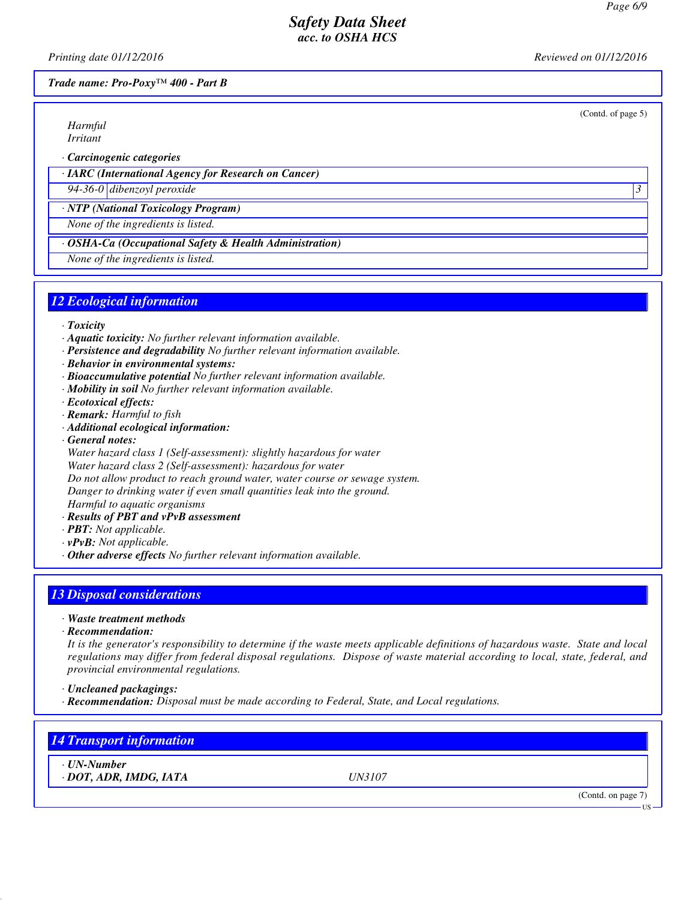*Trade name: Pro-Poxy™ 400 - Part B*

(Contd. of page 5)

*Harmful*
*Irritant*

· ***Carcinogenic categories***

| · ***IARC (International Agency for Research on Cancer)*** | | |
|---|---|---|
| *94-36-0* | *dibenzoyl peroxide* | *3* |
| · ***NTP (National Toxicology Program)*** | | |
| *None of the ingredients is listed.* | | |
| · ***OSHA-Ca (Occupational Safety & Health Administration)*** | | |
| *None of the ingredients is listed.* | | |

## 12 Ecological information

· ***Toxicity***
· ***Aquatic toxicity:*** *No further relevant information available.*
· ***Persistence and degradability*** *No further relevant information available.*
· ***Behavior in environmental systems:***
· ***Bioaccumulative potential*** *No further relevant information available.*
· ***Mobility in soil*** *No further relevant information available.*
· ***Ecotoxical effects:***
· ***Remark:*** *Harmful to fish*
· ***Additional ecological information:***
· ***General notes:***
*Water hazard class 1 (Self-assessment): slightly hazardous for water*
*Water hazard class 2 (Self-assessment): hazardous for water*
*Do not allow product to reach ground water, water course or sewage system.*
*Danger to drinking water if even small quantities leak into the ground.*
*Harmful to aquatic organisms*
· ***Results of PBT and vPvB assessment***
· ***PBT:*** *Not applicable.*
· ***vPvB:*** *Not applicable.*
· ***Other adverse effects*** *No further relevant information available.*

## 13 Disposal considerations

· ***Waste treatment methods***
· ***Recommendation:***
*It is the generator's responsibility to determine if the waste meets applicable definitions of hazardous waste. State and local regulations may differ from federal disposal regulations. Dispose of waste material according to local, state, federal, and provincial environmental regulations.*

· ***Uncleaned packagings:***
· ***Recommendation:*** *Disposal must be made according to Federal, State, and Local regulations.*

## 14 Transport information

· ***UN-Number***
· ***DOT, ADR, IMDG, IATA*** *UN3107*

(Contd. on page 7)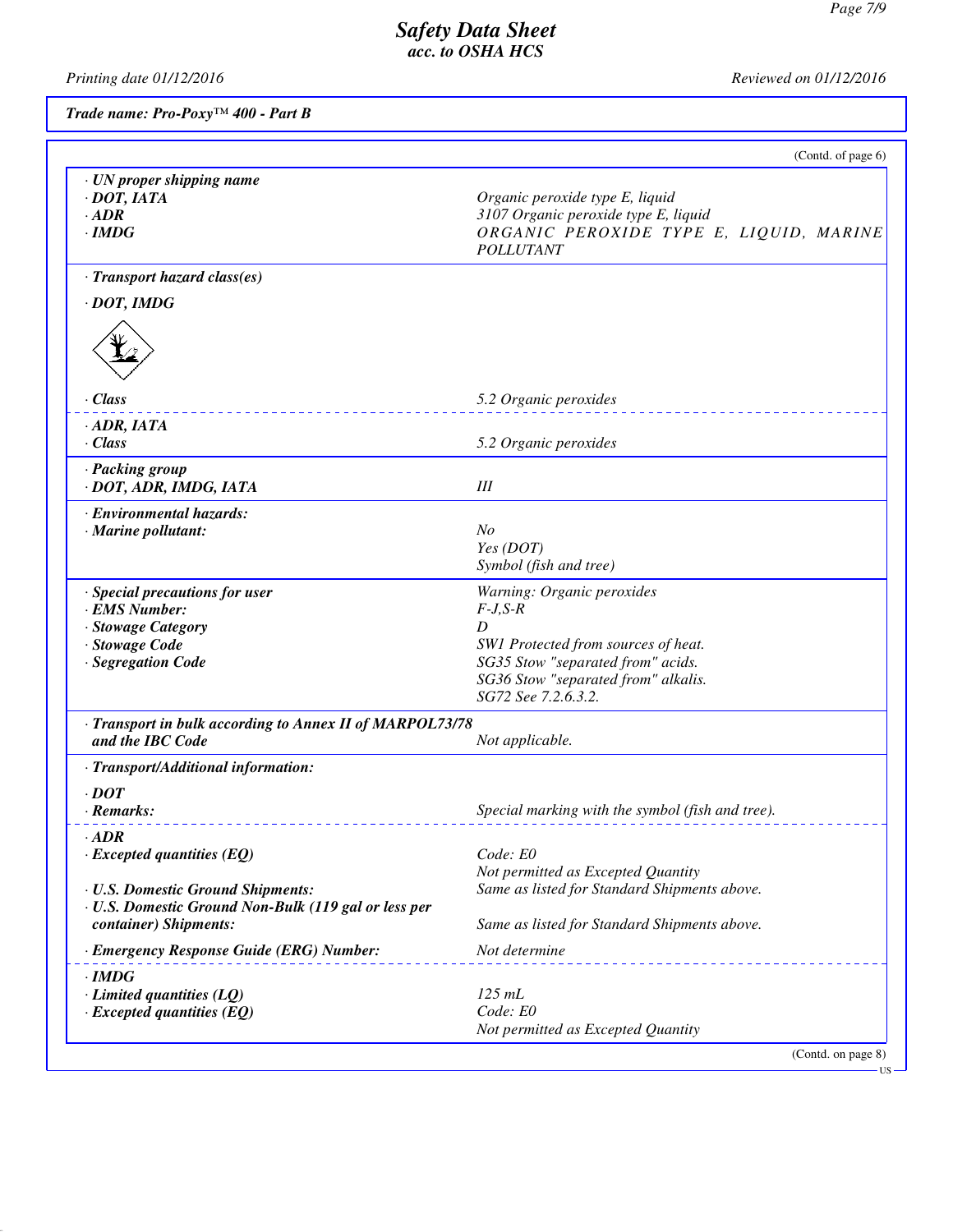Trade name: Pro-Poxy™ 400 - Part B

(Contd. of page 6)

| | |
|---|---|
| **· UN proper shipping name** | |
| **· DOT, IATA** | Organic peroxide type E, liquid |
| **· ADR** | 3107 Organic peroxide type E, liquid |
| **· IMDG** | ORGANIC PEROXIDE TYPE E, LIQUID, MARINE POLLUTANT |
| **· Transport hazard class(es)** | |
| **· DOT, IMDG** | |
| **· Class** | 5.2 Organic peroxides |
| **· ADR, IATA** | |
| **· Class** | 5.2 Organic peroxides |
| **· Packing group** | |
| **· DOT, ADR, IMDG, IATA** | III |
| **· Environmental hazards:** | |
| **· Marine pollutant:** | No<br>Yes (DOT)<br>Symbol (fish and tree) |
| **· Special precautions for user** | Warning: Organic peroxides |
| **· EMS Number:** | F-J,S-R |
| **· Stowage Category** | D |
| **· Stowage Code** | SW1 Protected from sources of heat. |
| **· Segregation Code** | SG35 Stow "separated from" acids.<br>SG36 Stow "separated from" alkalis.<br>SG72 See 7.2.6.3.2. |
| **· Transport in bulk according to Annex II of MARPOL73/78 and the IBC Code** | Not applicable. |
| **· Transport/Additional information:** | |
| **· DOT** | |
| **· Remarks:** | Special marking with the symbol (fish and tree). |
| **· ADR** | |
| **· Excepted quantities (EQ)** | Code: E0<br>Not permitted as Excepted Quantity |
| **· U.S. Domestic Ground Shipments:** | Same as listed for Standard Shipments above. |
| **· U.S. Domestic Ground Non-Bulk (119 gal or less per container) Shipments:** | Same as listed for Standard Shipments above. |
| **· Emergency Response Guide (ERG) Number:** | Not determine |
| **· IMDG** | |
| **· Limited quantities (LQ)** | 125 mL |
| **· Excepted quantities (EQ)** | Code: E0<br>Not permitted as Excepted Quantity |

(Contd. on page 8)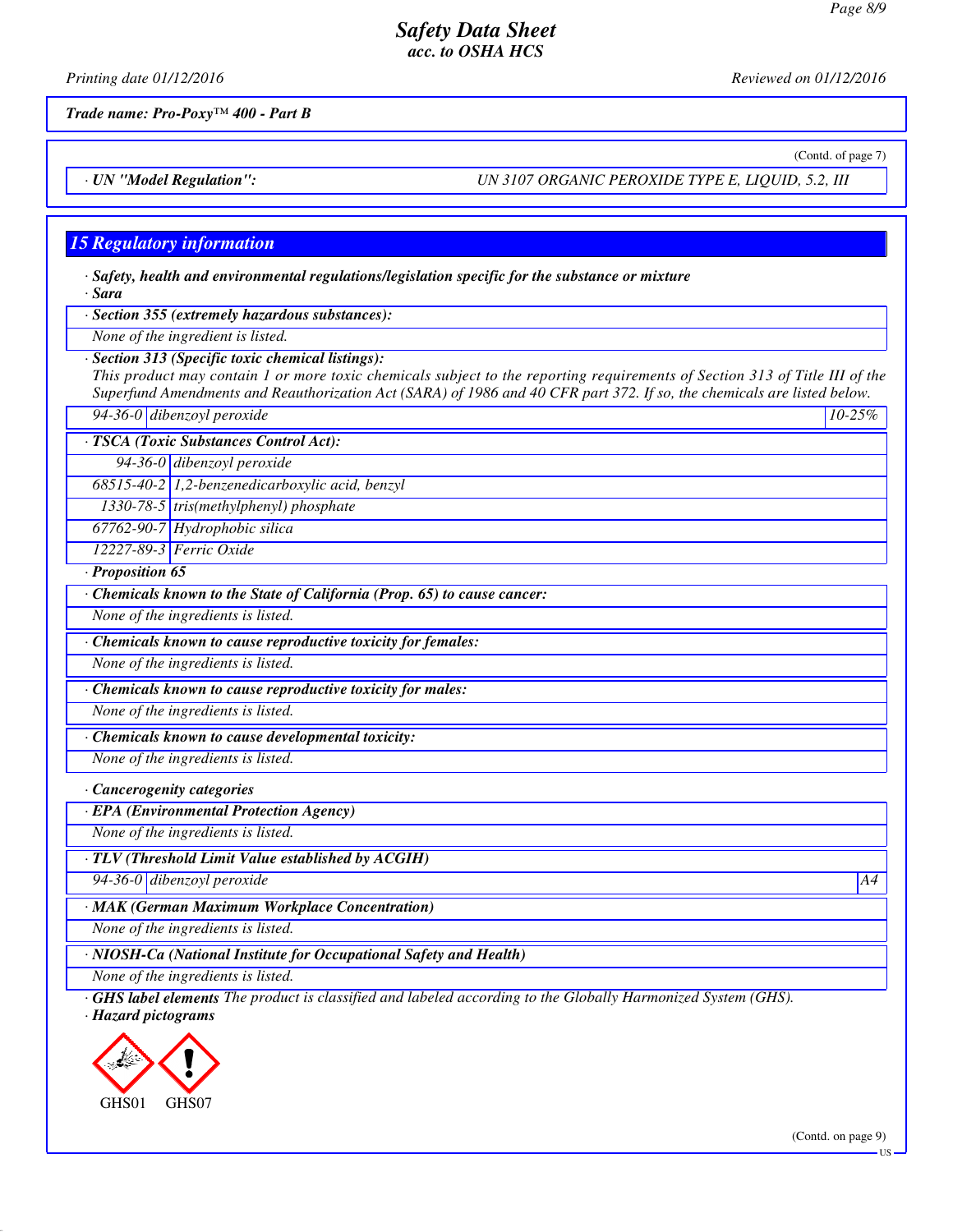*Trade name: Pro-Poxy™ 400 - Part B*

(Contd. of page 7)

| · UN "Model Regulation": | UN 3107 ORGANIC PEROXIDE TYPE E, LIQUID, 5.2, III |
| --- | --- |

## 15 Regulatory information

**· Safety, health and environmental regulations/legislation specific for the substance or mixture**
**· Sara**

**· Section 355 (extremely hazardous substances):**

None of the ingredient is listed.

**· Section 313 (Specific toxic chemical listings):**

This product may contain 1 or more toxic chemicals subject to the reporting requirements of Section 313 of Title III of the Superfund Amendments and Reauthorization Act (SARA) of 1986 and 40 CFR part 372. If so, the chemicals are listed below.

| | | |
| --- | --- | --- |
| 94-36-0 | dibenzoyl peroxide | 10-25% |

**· TSCA (Toxic Substances Control Act):**

| | |
| --- | --- |
| 94-36-0 | dibenzoyl peroxide |
| 68515-40-2 | 1,2-benzenedicarboxylic acid, benzyl |
| 1330-78-5 | tris(methylphenyl) phosphate |
| 67762-90-7 | Hydrophobic silica |
| 12227-89-3 | Ferric Oxide |

**· Proposition 65**

**· Chemicals known to the State of California (Prop. 65) to cause cancer:**

None of the ingredients is listed.

**· Chemicals known to cause reproductive toxicity for females:**

None of the ingredients is listed.

**· Chemicals known to cause reproductive toxicity for males:**

None of the ingredients is listed.

**· Chemicals known to cause developmental toxicity:**

None of the ingredients is listed.

**· Cancerogenity categories**

**· EPA (Environmental Protection Agency)**

None of the ingredients is listed.

**· TLV (Threshold Limit Value established by ACGIH)**

| | | |
| --- | --- | --- |
| 94-36-0 | dibenzoyl peroxide | A4 |

**· MAK (German Maximum Workplace Concentration)**

None of the ingredients is listed.

**· NIOSH-Ca (National Institute for Occupational Safety and Health)**

None of the ingredients is listed.

**· GHS label elements** The product is classified and labeled according to the Globally Harmonized System (GHS).

**· Hazard pictograms**

GHS01 GHS07

(Contd. on page 9)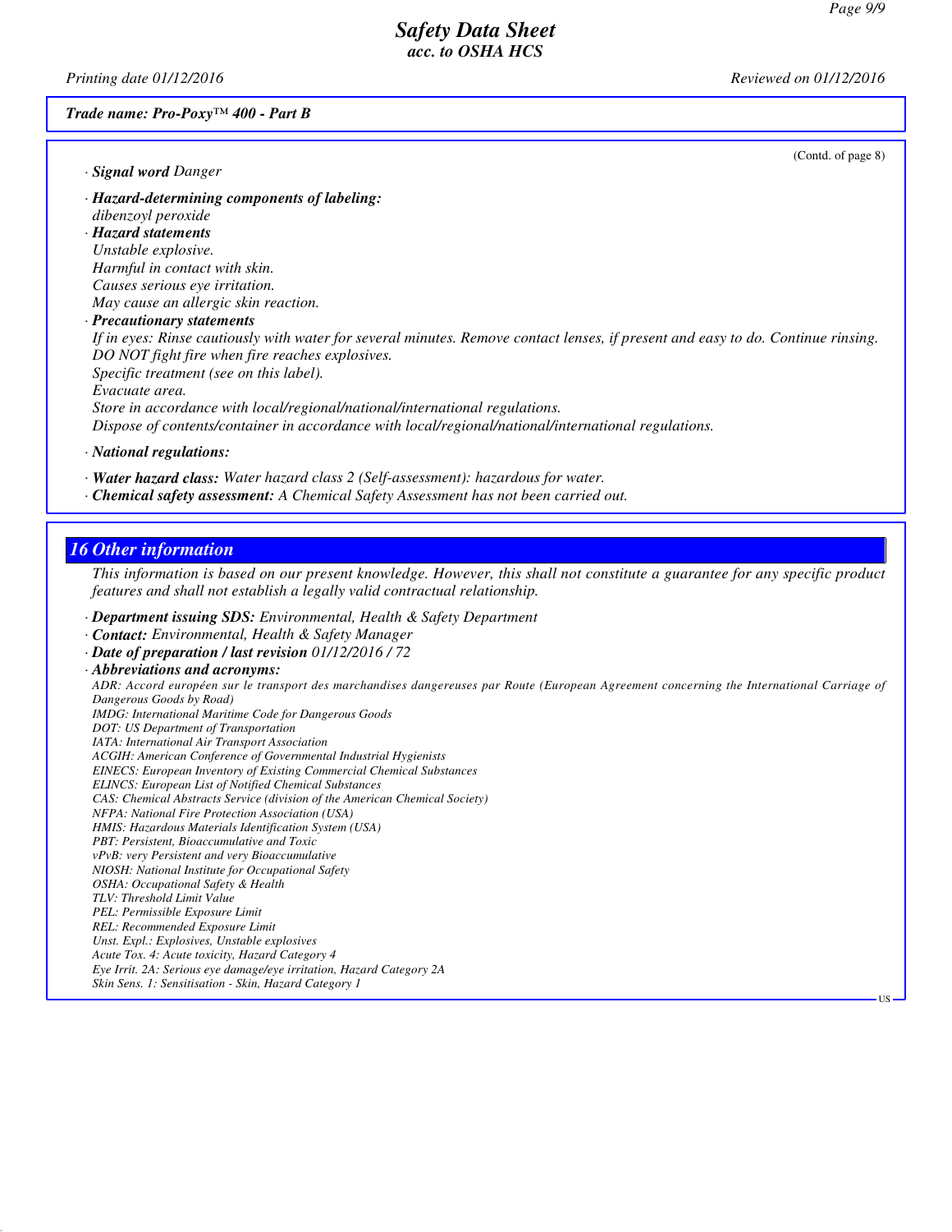(Contd. of page 8)

· **Signal word** *Danger*

· **Hazard-determining components of labeling:**
*dibenzoyl peroxide*

· **Hazard statements**
*Unstable explosive.*
*Harmful in contact with skin.*
*Causes serious eye irritation.*
*May cause an allergic skin reaction.*

· **Precautionary statements**
*If in eyes: Rinse cautiously with water for several minutes. Remove contact lenses, if present and easy to do. Continue rinsing.*
*DO NOT fight fire when fire reaches explosives.*
*Specific treatment (see on this label).*
*Evacuate area.*
*Store in accordance with local/regional/national/international regulations.*
*Dispose of contents/container in accordance with local/regional/national/international regulations.*

· **National regulations:**

· **Water hazard class:** *Water hazard class 2 (Self-assessment): hazardous for water.*
· **Chemical safety assessment:** *A Chemical Safety Assessment has not been carried out.*

## 16 Other information

*This information is based on our present knowledge. However, this shall not constitute a guarantee for any specific product features and shall not establish a legally valid contractual relationship.*

· **Department issuing SDS:** *Environmental, Health & Safety Department*
· **Contact:** *Environmental, Health & Safety Manager*
· **Date of preparation / last revision** *01/12/2016 / 72*
· **Abbreviations and acronyms:**
*ADR: Accord européen sur le transport des marchandises dangereuses par Route (European Agreement concerning the International Carriage of Dangerous Goods by Road)*
*IMDG: International Maritime Code for Dangerous Goods*
*DOT: US Department of Transportation*
*IATA: International Air Transport Association*
*ACGIH: American Conference of Governmental Industrial Hygienists*
*EINECS: European Inventory of Existing Commercial Chemical Substances*
*ELINCS: European List of Notified Chemical Substances*
*CAS: Chemical Abstracts Service (division of the American Chemical Society)*
*NFPA: National Fire Protection Association (USA)*
*HMIS: Hazardous Materials Identification System (USA)*
*PBT: Persistent, Bioaccumulative and Toxic*
*vPvB: very Persistent and very Bioaccumulative*
*NIOSH: National Institute for Occupational Safety*
*OSHA: Occupational Safety & Health*
*TLV: Threshold Limit Value*
*PEL: Permissible Exposure Limit*
*REL: Recommended Exposure Limit*
*Unst. Expl.: Explosives, Unstable explosives*
*Acute Tox. 4: Acute toxicity, Hazard Category 4*
*Eye Irrit. 2A: Serious eye damage/eye irritation, Hazard Category 2A*
*Skin Sens. 1: Sensitisation - Skin, Hazard Category 1*